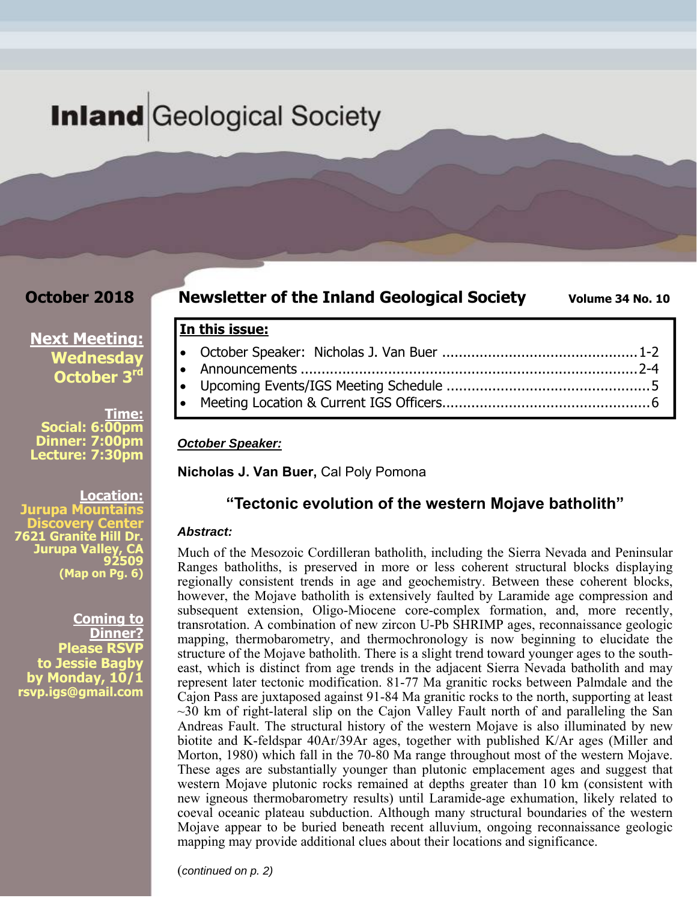# Inland Geological Society

**October 2018**

**Newsletter of the Inland Geological Society** **Volume 34 No. 10**

**Next Meeting:**
**Wednesday October 3rd**

**Time:**
**Social: 6:00pm**
**Dinner: 7:00pm**
**Lecture: 7:30pm**

**Location:**
**Jurupa Mountains Discovery Center**
**7621 Granite Hill Dr.**
**Jurupa Valley, CA 92509**
**(Map on Pg. 6)**

**Coming to Dinner?**
**Please RSVP to Jessie Bagby by Monday, 10/1**
**rsvp.igs@gmail.com**

**In this issue:**

- October Speaker: Nicholas J. Van Buer .............................................. 1-2
- Announcements ................................................................................ 2-4
- Upcoming Events/IGS Meeting Schedule ................................................ 5
- Meeting Location & Current IGS Officers................................................. 6

***October Speaker:***

**Nicholas J. Van Buer,** Cal Poly Pomona

## "Tectonic evolution of the western Mojave batholith"

***Abstract:***

Much of the Mesozoic Cordilleran batholith, including the Sierra Nevada and Peninsular Ranges batholiths, is preserved in more or less coherent structural blocks displaying regionally consistent trends in age and geochemistry. Between these coherent blocks, however, the Mojave batholith is extensively faulted by Laramide age compression and subsequent extension, Oligo-Miocene core-complex formation, and, more recently, transrotation. A combination of new zircon U-Pb SHRIMP ages, reconnaissance geologic mapping, thermobarometry, and thermochronology is now beginning to elucidate the structure of the Mojave batholith. There is a slight trend toward younger ages to the south-east, which is distinct from age trends in the adjacent Sierra Nevada batholith and may represent later tectonic modification. 81-77 Ma granitic rocks between Palmdale and the Cajon Pass are juxtaposed against 91-84 Ma granitic rocks to the north, supporting at least ~30 km of right-lateral slip on the Cajon Valley Fault north of and paralleling the San Andreas Fault. The structural history of the western Mojave is also illuminated by new biotite and K-feldspar $^{40}Ar/^{39}Ar$ ages, together with published K/Ar ages (Miller and Morton, 1980) which fall in the 70-80 Ma range throughout most of the western Mojave. These ages are substantially younger than plutonic emplacement ages and suggest that western Mojave plutonic rocks remained at depths greater than 10 km (consistent with new igneous thermobarometry results) until Laramide-age exhumation, likely related to coeval oceanic plateau subduction. Although many structural boundaries of the western Mojave appear to be buried beneath recent alluvium, ongoing reconnaissance geologic mapping may provide additional clues about their locations and significance.

(*continued on p. 2*)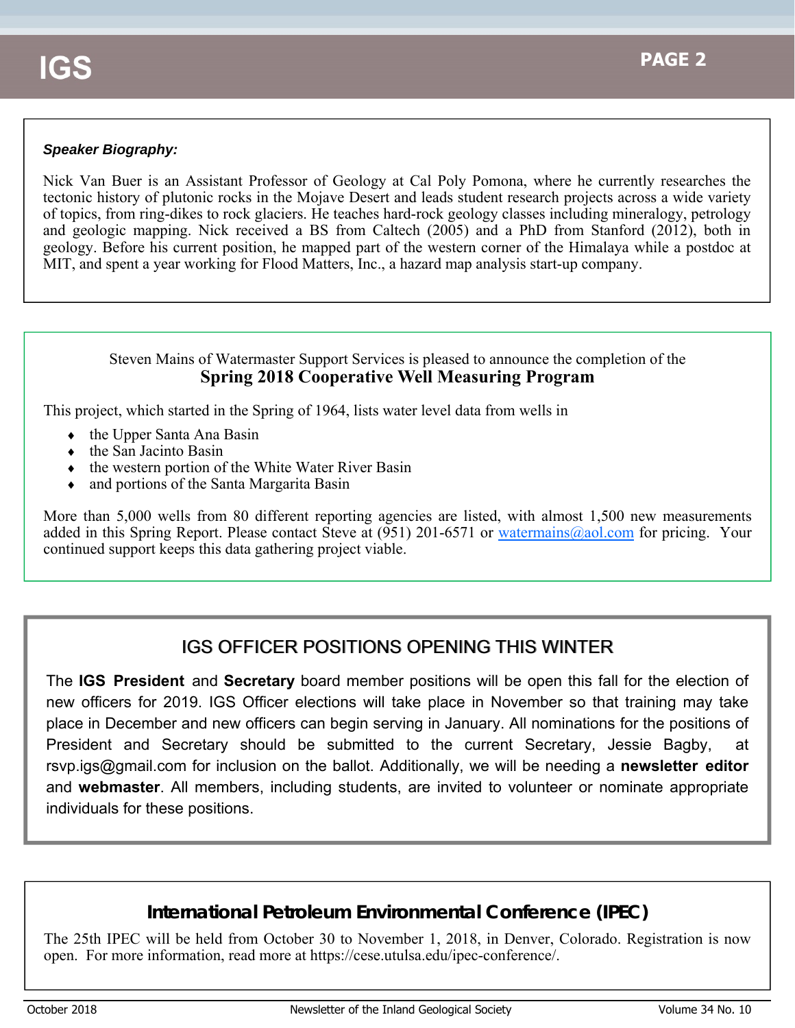***Speaker Biography:***

Nick Van Buer is an Assistant Professor of Geology at Cal Poly Pomona, where he currently researches the tectonic history of plutonic rocks in the Mojave Desert and leads student research projects across a wide variety of topics, from ring-dikes to rock glaciers. He teaches hard-rock geology classes including mineralogy, petrology and geologic mapping. Nick received a BS from Caltech (2005) and a PhD from Stanford (2012), both in geology. Before his current position, he mapped part of the western corner of the Himalaya while a postdoc at MIT, and spent a year working for Flood Matters, Inc., a hazard map analysis start-up company.

Steven Mains of Watermaster Support Services is pleased to announce the completion of the

**Spring 2018 Cooperative Well Measuring Program**

This project, which started in the Spring of 1964, lists water level data from wells in

- the Upper Santa Ana Basin
- the San Jacinto Basin
- the western portion of the White Water River Basin
- and portions of the Santa Margarita Basin

More than 5,000 wells from 80 different reporting agencies are listed, with almost 1,500 new measurements added in this Spring Report. Please contact Steve at (951) 201-6571 or watermains@aol.com for pricing. Your continued support keeps this data gathering project viable.

## IGS OFFICER POSITIONS OPENING THIS WINTER

The **IGS President** and **Secretary** board member positions will be open this fall for the election of new officers for 2019. IGS Officer elections will take place in November so that training may take place in December and new officers can begin serving in January. All nominations for the positions of President and Secretary should be submitted to the current Secretary, Jessie Bagby, at rsvp.igs@gmail.com for inclusion on the ballot. Additionally, we will be needing a **newsletter editor** and **webmaster**. All members, including students, are invited to volunteer or nominate appropriate individuals for these positions.

## International Petroleum Environmental Conference (IPEC)

The 25th IPEC will be held from October 30 to November 1, 2018, in Denver, Colorado. Registration is now open. For more information, read more at https://cese.utulsa.edu/ipec-conference/.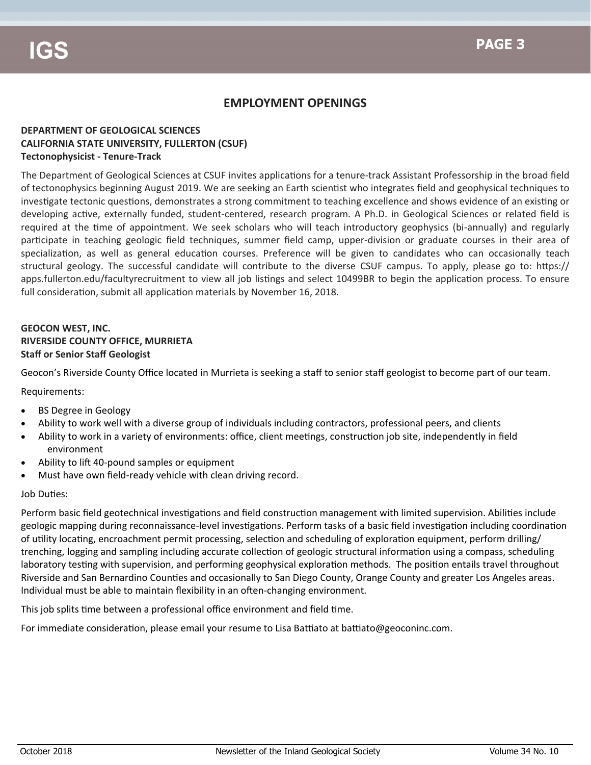## EMPLOYMENT OPENINGS

**DEPARTMENT OF GEOLOGICAL SCIENCES**
**CALIFORNIA STATE UNIVERSITY, FULLERTON (CSUF)**
**Tectonophysicist - Tenure-Track**

The Department of Geological Sciences at CSUF invites applications for a tenure-track Assistant Professorship in the broad field of tectonophysics beginning August 2019. We are seeking an Earth scientist who integrates field and geophysical techniques to investigate tectonic questions, demonstrates a strong commitment to teaching excellence and shows evidence of an existing or developing active, externally funded, student-centered, research program. A Ph.D. in Geological Sciences or related field is required at the time of appointment. We seek scholars who will teach introductory geophysics (bi-annually) and regularly participate in teaching geologic field techniques, summer field camp, upper-division or graduate courses in their area of specialization, as well as general education courses. Preference will be given to candidates who can occasionally teach structural geology. The successful candidate will contribute to the diverse CSUF campus. To apply, please go to: https://apps.fullerton.edu/facultyrecruitment to view all job listings and select 10499BR to begin the application process. To ensure full consideration, submit all application materials by November 16, 2018.

**GEOCON WEST, INC.**
**RIVERSIDE COUNTY OFFICE, MURRIETA**
**Staff or Senior Staff Geologist**

Geocon's Riverside County Office located in Murrieta is seeking a staff to senior staff geologist to become part of our team.

Requirements:

- BS Degree in Geology
- Ability to work well with a diverse group of individuals including contractors, professional peers, and clients
- Ability to work in a variety of environments: office, client meetings, construction job site, independently in field environment
- Ability to lift 40-pound samples or equipment
- Must have own field-ready vehicle with clean driving record.

Job Duties:

Perform basic field geotechnical investigations and field construction management with limited supervision. Abilities include geologic mapping during reconnaissance-level investigations. Perform tasks of a basic field investigation including coordination of utility locating, encroachment permit processing, selection and scheduling of exploration equipment, perform drilling/trenching, logging and sampling including accurate collection of geologic structural information using a compass, scheduling laboratory testing with supervision, and performing geophysical exploration methods. The position entails travel throughout Riverside and San Bernardino Counties and occasionally to San Diego County, Orange County and greater Los Angeles areas. Individual must be able to maintain flexibility in an often-changing environment.

This job splits time between a professional office environment and field time.

For immediate consideration, please email your resume to Lisa Battiato at battiato@geoconinc.com.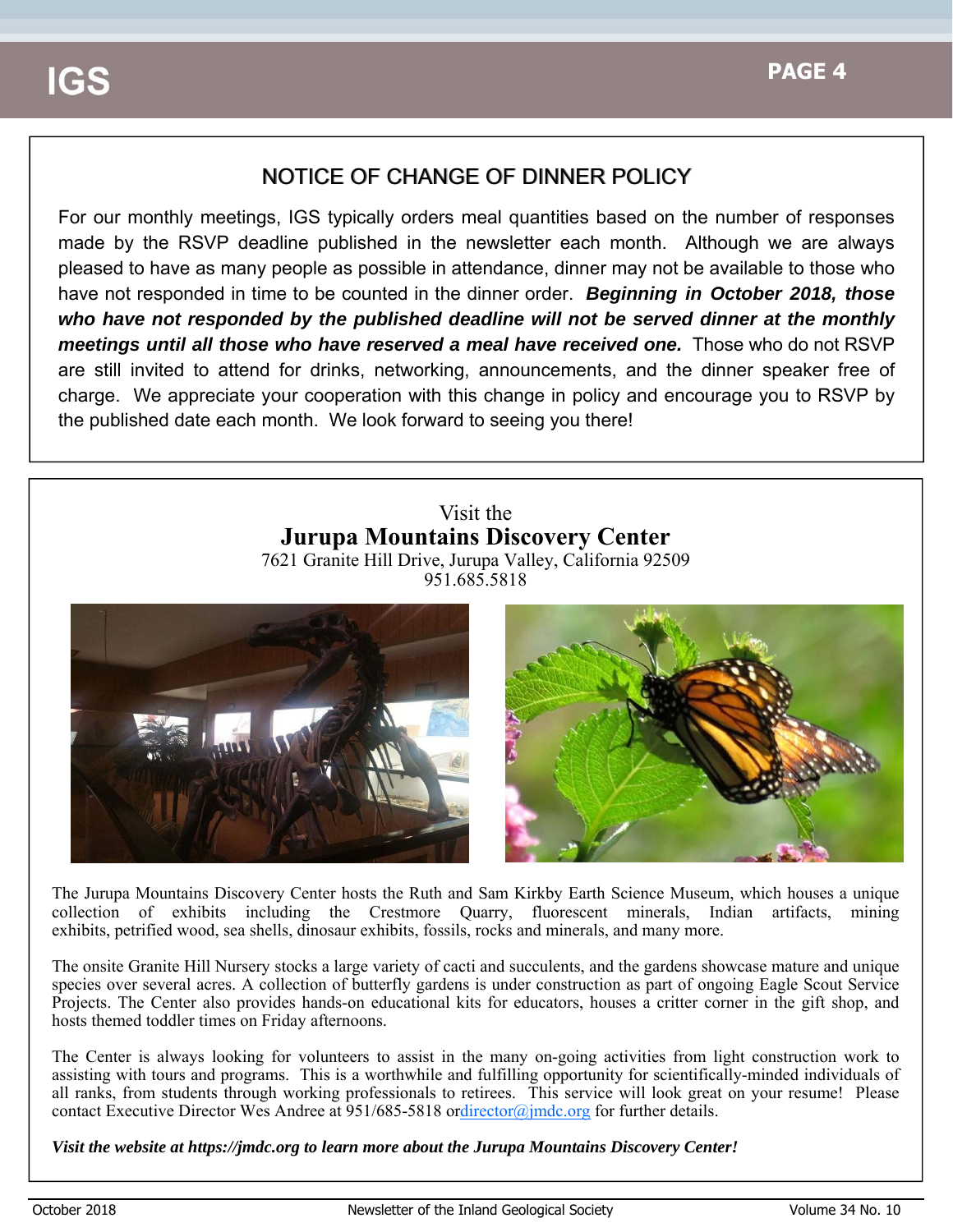## NOTICE OF CHANGE OF DINNER POLICY

For our monthly meetings, IGS typically orders meal quantities based on the number of responses made by the RSVP deadline published in the newsletter each month. Although we are always pleased to have as many people as possible in attendance, dinner may not be available to those who have not responded in time to be counted in the dinner order. ***Beginning in October 2018, those who have not responded by the published deadline will not be served dinner at the monthly meetings until all those who have reserved a meal have received one.*** Those who do not RSVP are still invited to attend for drinks, networking, announcements, and the dinner speaker free of charge. We appreciate your cooperation with this change in policy and encourage you to RSVP by the published date each month. We look forward to seeing you there!

Visit the

**Jurupa Mountains Discovery Center**

7621 Granite Hill Drive, Jurupa Valley, California 92509
951.685.5818

The Jurupa Mountains Discovery Center hosts the Ruth and Sam Kirkby Earth Science Museum, which houses a unique collection of exhibits including the Crestmore Quarry, fluorescent minerals, Indian artifacts, mining exhibits, petrified wood, sea shells, dinosaur exhibits, fossils, rocks and minerals, and many more.

The onsite Granite Hill Nursery stocks a large variety of cacti and succulents, and the gardens showcase mature and unique species over several acres. A collection of butterfly gardens is under construction as part of ongoing Eagle Scout Service Projects. The Center also provides hands-on educational kits for educators, houses a critter corner in the gift shop, and hosts themed toddler times on Friday afternoons.

The Center is always looking for volunteers to assist in the many on-going activities from light construction work to assisting with tours and programs. This is a worthwhile and fulfilling opportunity for scientifically-minded individuals of all ranks, from students through working professionals to retirees. This service will look great on your resume! Please contact Executive Director Wes Andree at 951/685-5818 ordirector@jmdc.org for further details.

***Visit the website at https://jmdc.org to learn more about the Jurupa Mountains Discovery Center!***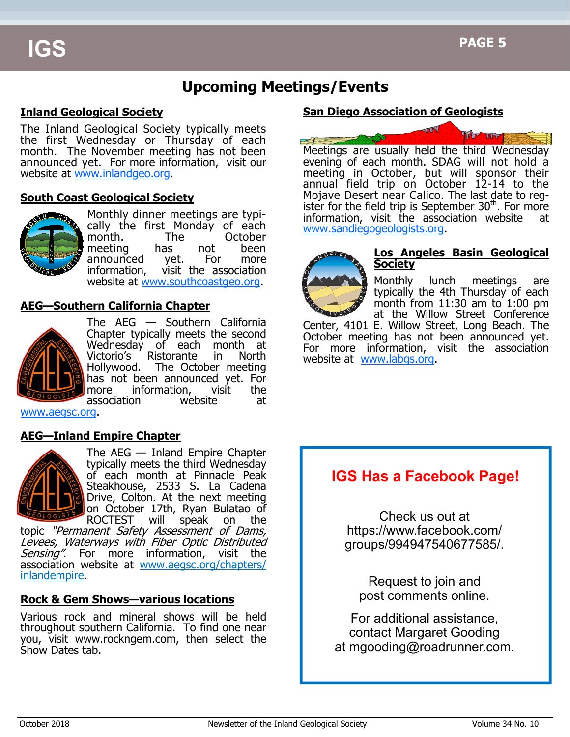# Upcoming Meetings/Events

## Inland Geological Society

The Inland Geological Society typically meets the first Wednesday or Thursday of each month. The November meeting has not been announced yet. For more information, visit our website at www.inlandgeo.org.

## South Coast Geological Society

Monthly dinner meetings are typically the first Monday of each month. The October meeting has not been announced yet. For more information, visit the association website at www.southcoastgeo.org.

## AEG—Southern California Chapter

The AEG — Southern California Chapter typically meets the second Wednesday of each month at Victorio's Ristorante in North Hollywood. The October meeting has not been announced yet. For more information, visit the association website at www.aegsc.org.

## AEG—Inland Empire Chapter

The AEG — Inland Empire Chapter typically meets the third Wednesday of each month at Pinnacle Peak Steakhouse, 2533 S. La Cadena Drive, Colton. At the next meeting on October 17th, Ryan Bulatao of ROCTEST will speak on the topic *"Permanent Safety Assessment of Dams, Levees, Waterways with Fiber Optic Distributed Sensing"*. For more information, visit the association website at www.aegsc.org/chapters/inlandempire.

## Rock & Gem Shows—various locations

Various rock and mineral shows will be held throughout southern California. To find one near you, visit www.rockngem.com, then select the Show Dates tab.

## San Diego Association of Geologists

Meetings are usually held the third Wednesday evening of each month. SDAG will not hold a meeting in October, but will sponsor their annual field trip on October 12-14 to the Mojave Desert near Calico. The last date to register for the field trip is September 30th. For more information, visit the association website at www.sandiegogeologists.org.

## Los Angeles Basin Geological Society

Monthly lunch meetings are typically the 4th Thursday of each month from 11:30 am to 1:00 pm at the Willow Street Conference Center, 4101 E. Willow Street, Long Beach. The October meeting has not been announced yet. For more information, visit the association website at www.labgs.org.

## IGS Has a Facebook Page!

Check us out at https://www.facebook.com/groups/994947540677585/.

Request to join and post comments online.

For additional assistance, contact Margaret Gooding at mgooding@roadrunner.com.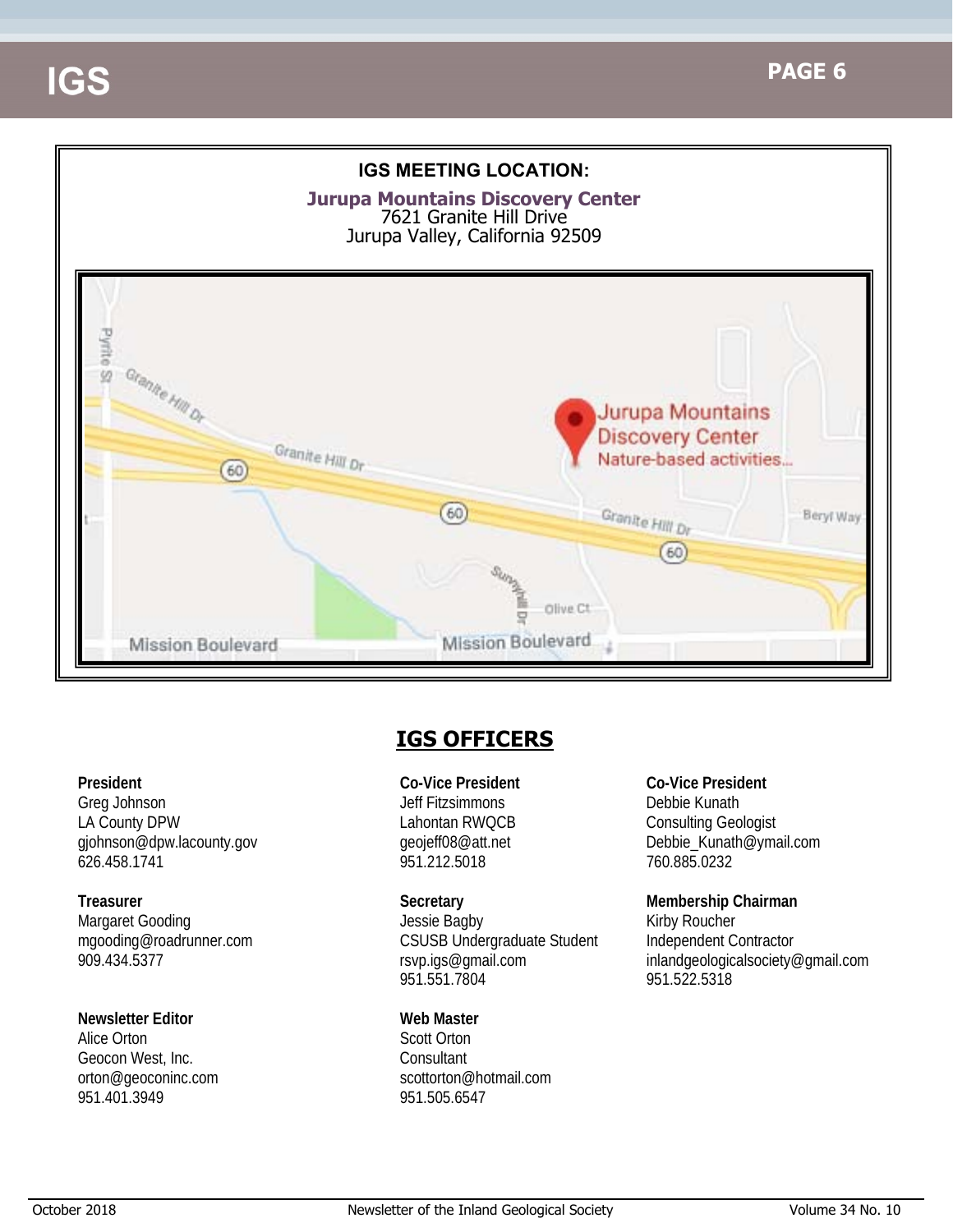## IGS MEETING LOCATION:

**Jurupa Mountains Discovery Center**
7621 Granite Hill Drive
Jurupa Valley, California 92509

Pyrite St
Granite Hill Dr
Granite Hill Dr
60
60
Jurupa Mountains Discovery Center
Nature-based activities...
Granite Hill Dr
Beryl Way
60
Sunnyhill Dr
Olive Ct
Mission Boulevard
Mission Boulevard

## IGS OFFICERS

**President**
Greg Johnson
LA County DPW
gjohnson@dpw.lacounty.gov
626.458.1741

**Co-Vice President**
Jeff Fitzsimmons
Lahontan RWQCB
geojeff08@att.net
951.212.5018

**Co-Vice President**
Debbie Kunath
Consulting Geologist
Debbie_Kunath@ymail.com
760.885.0232

**Treasurer**
Margaret Gooding
mgooding@roadrunner.com
909.434.5377

**Secretary**
Jessie Bagby
CSUSB Undergraduate Student
rsvp.igs@gmail.com
951.551.7804

**Membership Chairman**
Kirby Roucher
Independent Contractor
inlandgeologicalsociety@gmail.com
951.522.5318

**Newsletter Editor**
Alice Orton
Geocon West, Inc.
orton@geoconinc.com
951.401.3949

**Web Master**
Scott Orton
Consultant
scottorton@hotmail.com
951.505.6547